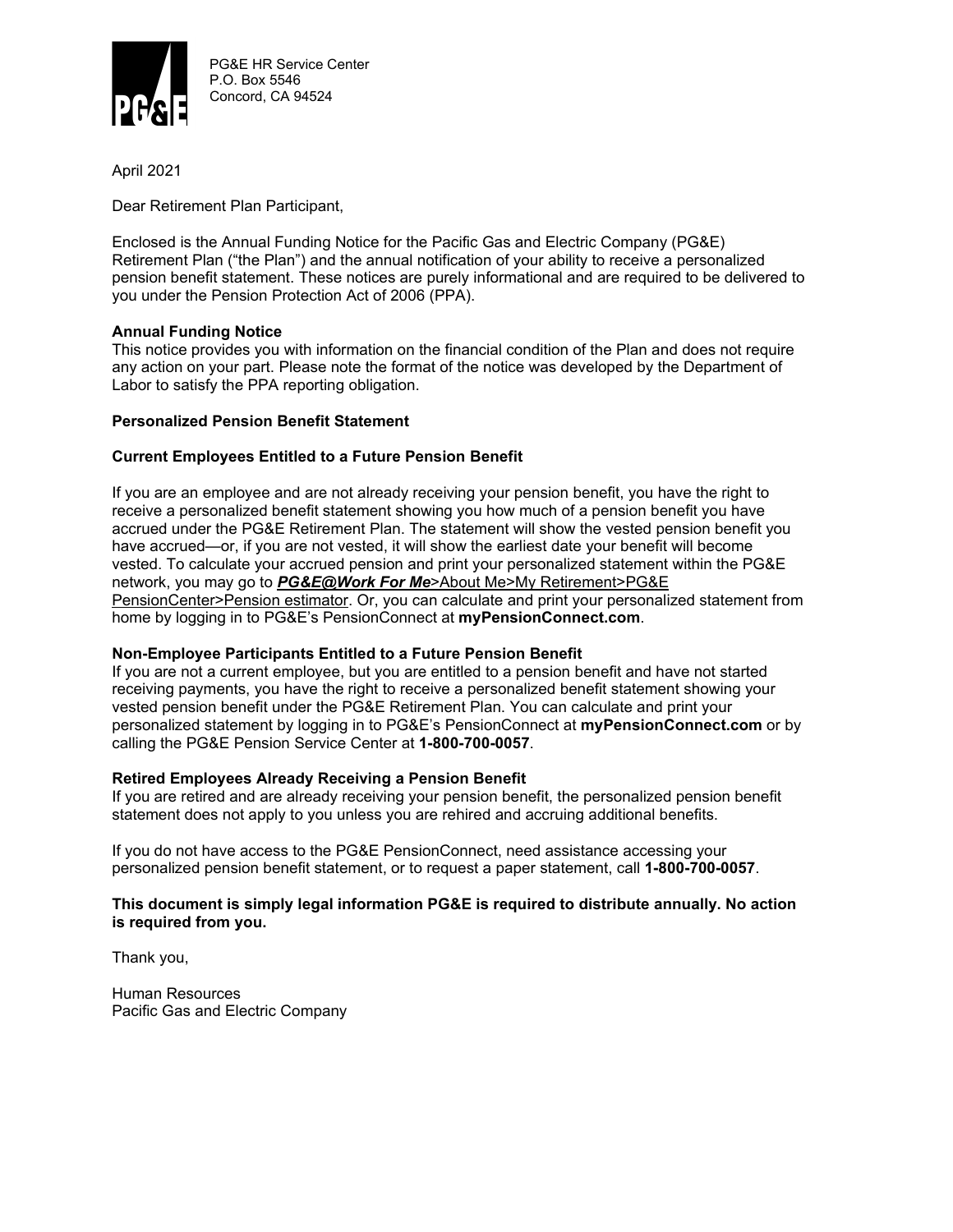PG&E HR Service Center
P.O. Box 5546
Concord, CA 94524

April 2021

Dear Retirement Plan Participant,

Enclosed is the Annual Funding Notice for the Pacific Gas and Electric Company (PG&E) Retirement Plan ("the Plan") and the annual notification of your ability to receive a personalized pension benefit statement. These notices are purely informational and are required to be delivered to you under the Pension Protection Act of 2006 (PPA).

**Annual Funding Notice**
This notice provides you with information on the financial condition of the Plan and does not require any action on your part. Please note the format of the notice was developed by the Department of Labor to satisfy the PPA reporting obligation.

**Personalized Pension Benefit Statement**

**Current Employees Entitled to a Future Pension Benefit**

If you are an employee and are not already receiving your pension benefit, you have the right to receive a personalized benefit statement showing you how much of a pension benefit you have accrued under the PG&E Retirement Plan. The statement will show the vested pension benefit you have accrued—or, if you are not vested, it will show the earliest date your benefit will become vested. To calculate your accrued pension and print your personalized statement within the PG&E network, you may go to ***PG&E@Work For Me***>About Me>My Retirement>PG&E PensionCenter>Pension estimator. Or, you can calculate and print your personalized statement from home by logging in to PG&E's PensionConnect at **myPensionConnect.com**.

**Non-Employee Participants Entitled to a Future Pension Benefit**
If you are not a current employee, but you are entitled to a pension benefit and have not started receiving payments, you have the right to receive a personalized benefit statement showing your vested pension benefit under the PG&E Retirement Plan. You can calculate and print your personalized statement by logging in to PG&E's PensionConnect at **myPensionConnect.com** or by calling the PG&E Pension Service Center at **1-800-700-0057**.

**Retired Employees Already Receiving a Pension Benefit**
If you are retired and are already receiving your pension benefit, the personalized pension benefit statement does not apply to you unless you are rehired and accruing additional benefits.

If you do not have access to the PG&E PensionConnect, need assistance accessing your personalized pension benefit statement, or to request a paper statement, call **1-800-700-0057**.

**This document is simply legal information PG&E is required to distribute annually. No action is required from you.**

Thank you,

Human Resources
Pacific Gas and Electric Company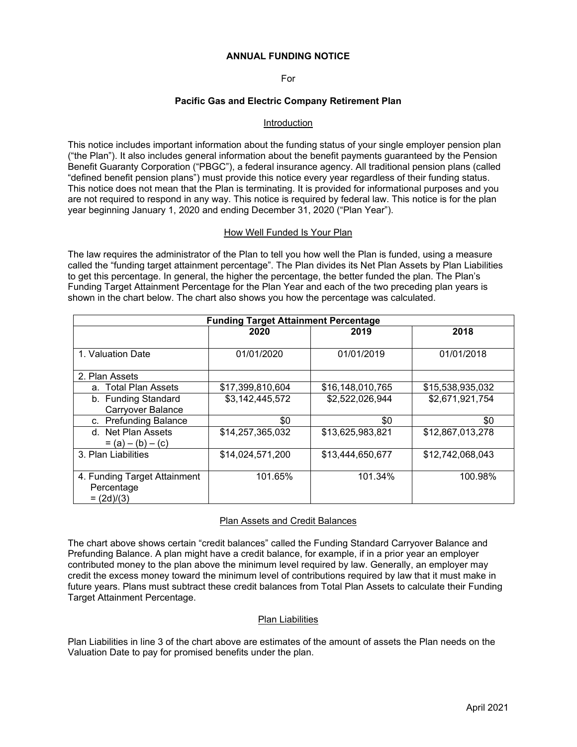**ANNUAL FUNDING NOTICE**

For

**Pacific Gas and Electric Company Retirement Plan**

## Introduction

This notice includes important information about the funding status of your single employer pension plan ("the Plan"). It also includes general information about the benefit payments guaranteed by the Pension Benefit Guaranty Corporation ("PBGC"), a federal insurance agency. All traditional pension plans (called "defined benefit pension plans") must provide this notice every year regardless of their funding status. This notice does not mean that the Plan is terminating. It is provided for informational purposes and you are not required to respond in any way. This notice is required by federal law. This notice is for the plan year beginning January 1, 2020 and ending December 31, 2020 ("Plan Year").

## How Well Funded Is Your Plan

The law requires the administrator of the Plan to tell you how well the Plan is funded, using a measure called the "funding target attainment percentage". The Plan divides its Net Plan Assets by Plan Liabilities to get this percentage. In general, the higher the percentage, the better funded the plan. The Plan's Funding Target Attainment Percentage for the Plan Year and each of the two preceding plan years is shown in the chart below. The chart also shows you how the percentage was calculated.

| **Funding Target Attainment Percentage** | | | |
|---|---|---|---|
| | **2020** | **2019** | **2018** |
| 1. Valuation Date | 01/01/2020 | 01/01/2019 | 01/01/2018 |
| 2. Plan Assets | | | |
| a. Total Plan Assets | $17,399,810,604 | $16,148,010,765 | $15,538,935,032 |
| b. Funding Standard Carryover Balance | $3,142,445,572 | $2,522,026,944 | $2,671,921,754 |
| c. Prefunding Balance | $0 | $0 | $0 |
| d. Net Plan Assets = (a) – (b) – (c) | $14,257,365,032 | $13,625,983,821 | $12,867,013,278 |
| 3. Plan Liabilities | $14,024,571,200 | $13,444,650,677 | $12,742,068,043 |
| 4. Funding Target Attainment Percentage = (2d)/(3) | 101.65% | 101.34% | 100.98% |

## Plan Assets and Credit Balances

The chart above shows certain "credit balances" called the Funding Standard Carryover Balance and Prefunding Balance. A plan might have a credit balance, for example, if in a prior year an employer contributed money to the plan above the minimum level required by law. Generally, an employer may credit the excess money toward the minimum level of contributions required by law that it must make in future years. Plans must subtract these credit balances from Total Plan Assets to calculate their Funding Target Attainment Percentage.

## Plan Liabilities

Plan Liabilities in line 3 of the chart above are estimates of the amount of assets the Plan needs on the Valuation Date to pay for promised benefits under the plan.

April 2021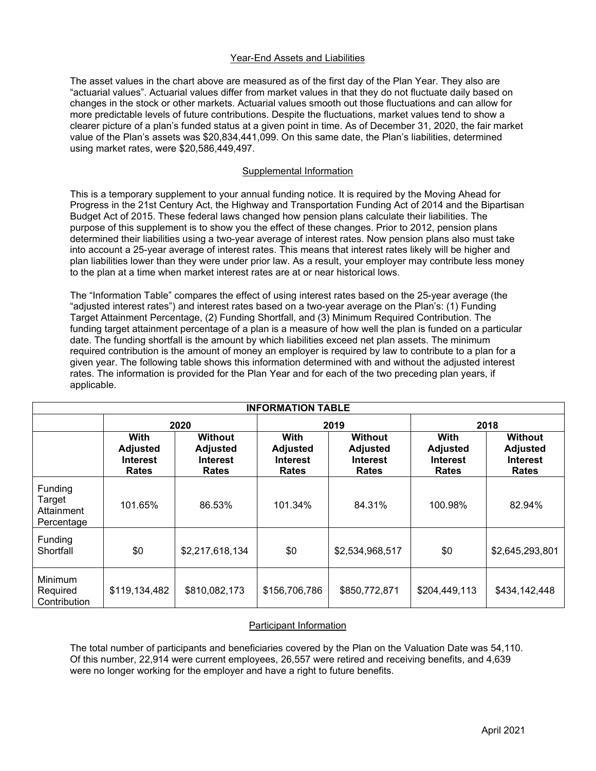## Year-End Assets and Liabilities

The asset values in the chart above are measured as of the first day of the Plan Year. They also are "actuarial values". Actuarial values differ from market values in that they do not fluctuate daily based on changes in the stock or other markets. Actuarial values smooth out those fluctuations and can allow for more predictable levels of future contributions. Despite the fluctuations, market values tend to show a clearer picture of a plan's funded status at a given point in time. As of December 31, 2020, the fair market value of the Plan's assets was $20,834,441,099. On this same date, the Plan's liabilities, determined using market rates, were $20,586,449,497.

## Supplemental Information

This is a temporary supplement to your annual funding notice. It is required by the Moving Ahead for Progress in the 21st Century Act, the Highway and Transportation Funding Act of 2014 and the Bipartisan Budget Act of 2015. These federal laws changed how pension plans calculate their liabilities. The purpose of this supplement is to show you the effect of these changes. Prior to 2012, pension plans determined their liabilities using a two-year average of interest rates. Now pension plans also must take into account a 25-year average of interest rates. This means that interest rates likely will be higher and plan liabilities lower than they were under prior law. As a result, your employer may contribute less money to the plan at a time when market interest rates are at or near historical lows.

The "Information Table" compares the effect of using interest rates based on the 25-year average (the "adjusted interest rates") and interest rates based on a two-year average on the Plan's: (1) Funding Target Attainment Percentage, (2) Funding Shortfall, and (3) Minimum Required Contribution. The funding target attainment percentage of a plan is a measure of how well the plan is funded on a particular date. The funding shortfall is the amount by which liabilities exceed net plan assets. The minimum required contribution is the amount of money an employer is required by law to contribute to a plan for a given year. The following table shows this information determined with and without the adjusted interest rates. The information is provided for the Plan Year and for each of the two preceding plan years, if applicable.

**INFORMATION TABLE**

| | 2020 | | 2019 | | 2018 | |
|---|---|---|---|---|---|---|
| | **With Adjusted Interest Rates** | **Without Adjusted Interest Rates** | **With Adjusted Interest Rates** | **Without Adjusted Interest Rates** | **With Adjusted Interest Rates** | **Without Adjusted Interest Rates** |
| Funding Target Attainment Percentage | 101.65% | 86.53% | 101.34% | 84.31% | 100.98% | 82.94% |
| Funding Shortfall | $0 | $2,217,618,134 | $0 | $2,534,968,517 | $0 | $2,645,293,801 |
| Minimum Required Contribution | $119,134,482 | $810,082,173 | $156,706,786 | $850,772,871 | $204,449,113 | $434,142,448 |

## Participant Information

The total number of participants and beneficiaries covered by the Plan on the Valuation Date was 54,110. Of this number, 22,914 were current employees, 26,557 were retired and receiving benefits, and 4,639 were no longer working for the employer and have a right to future benefits.

April 2021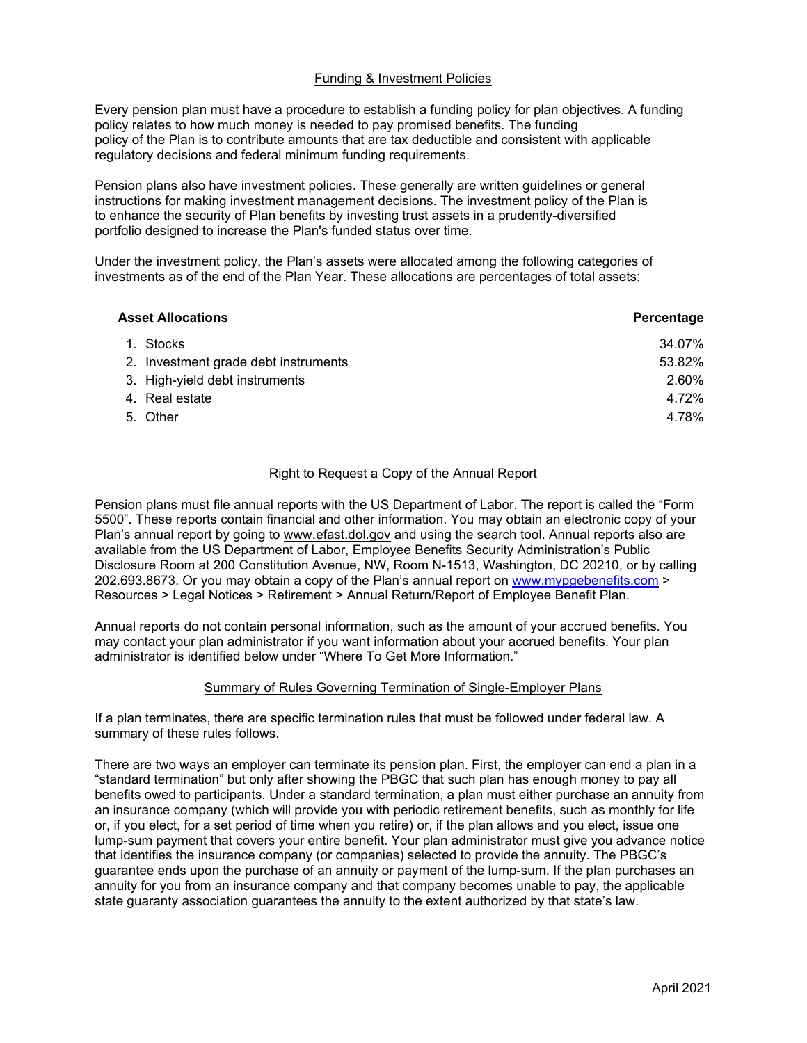## Funding & Investment Policies

Every pension plan must have a procedure to establish a funding policy for plan objectives. A funding policy relates to how much money is needed to pay promised benefits. The funding policy of the Plan is to contribute amounts that are tax deductible and consistent with applicable regulatory decisions and federal minimum funding requirements.

Pension plans also have investment policies. These generally are written guidelines or general instructions for making investment management decisions. The investment policy of the Plan is to enhance the security of Plan benefits by investing trust assets in a prudently-diversified portfolio designed to increase the Plan's funded status over time.

Under the investment policy, the Plan's assets were allocated among the following categories of investments as of the end of the Plan Year. These allocations are percentages of total assets:

| Asset Allocations | Percentage |
|---|---|
| 1. Stocks | 34.07% |
| 2. Investment grade debt instruments | 53.82% |
| 3. High-yield debt instruments | 2.60% |
| 4. Real estate | 4.72% |
| 5. Other | 4.78% |

## Right to Request a Copy of the Annual Report

Pension plans must file annual reports with the US Department of Labor. The report is called the "Form 5500". These reports contain financial and other information. You may obtain an electronic copy of your Plan's annual report by going to www.efast.dol.gov and using the search tool. Annual reports also are available from the US Department of Labor, Employee Benefits Security Administration's Public Disclosure Room at 200 Constitution Avenue, NW, Room N-1513, Washington, DC 20210, or by calling 202.693.8673. Or you may obtain a copy of the Plan's annual report on www.mypgebenefits.com > Resources > Legal Notices > Retirement > Annual Return/Report of Employee Benefit Plan.

Annual reports do not contain personal information, such as the amount of your accrued benefits. You may contact your plan administrator if you want information about your accrued benefits. Your plan administrator is identified below under "Where To Get More Information."

## Summary of Rules Governing Termination of Single-Employer Plans

If a plan terminates, there are specific termination rules that must be followed under federal law. A summary of these rules follows.

There are two ways an employer can terminate its pension plan. First, the employer can end a plan in a "standard termination" but only after showing the PBGC that such plan has enough money to pay all benefits owed to participants. Under a standard termination, a plan must either purchase an annuity from an insurance company (which will provide you with periodic retirement benefits, such as monthly for life or, if you elect, for a set period of time when you retire) or, if the plan allows and you elect, issue one lump-sum payment that covers your entire benefit. Your plan administrator must give you advance notice that identifies the insurance company (or companies) selected to provide the annuity. The PBGC's guarantee ends upon the purchase of an annuity or payment of the lump-sum. If the plan purchases an annuity for you from an insurance company and that company becomes unable to pay, the applicable state guaranty association guarantees the annuity to the extent authorized by that state's law.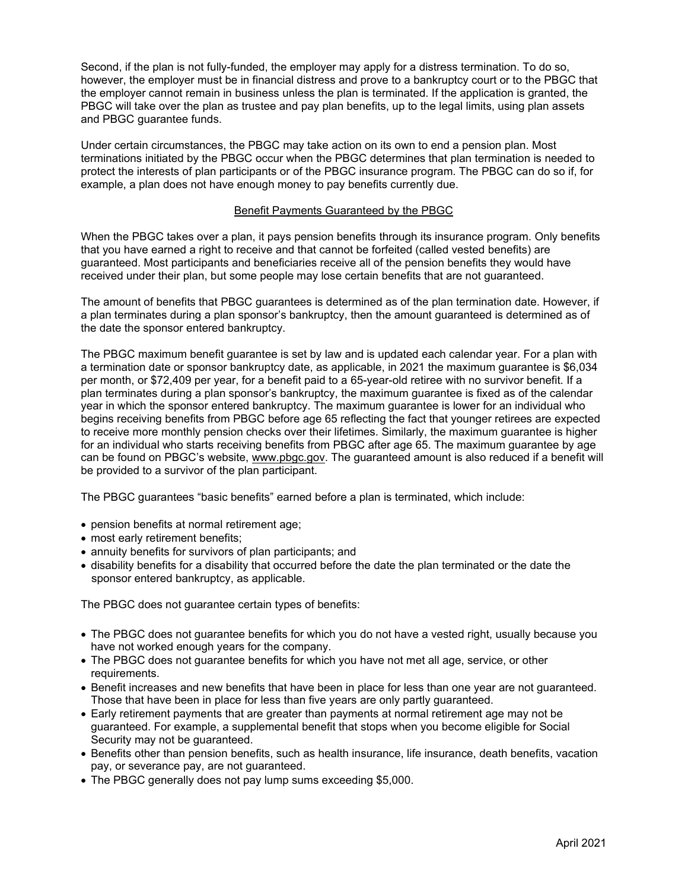Second, if the plan is not fully-funded, the employer may apply for a distress termination. To do so, however, the employer must be in financial distress and prove to a bankruptcy court or to the PBGC that the employer cannot remain in business unless the plan is terminated. If the application is granted, the PBGC will take over the plan as trustee and pay plan benefits, up to the legal limits, using plan assets and PBGC guarantee funds.

Under certain circumstances, the PBGC may take action on its own to end a pension plan. Most terminations initiated by the PBGC occur when the PBGC determines that plan termination is needed to protect the interests of plan participants or of the PBGC insurance program. The PBGC can do so if, for example, a plan does not have enough money to pay benefits currently due.

## Benefit Payments Guaranteed by the PBGC

When the PBGC takes over a plan, it pays pension benefits through its insurance program. Only benefits that you have earned a right to receive and that cannot be forfeited (called vested benefits) are guaranteed. Most participants and beneficiaries receive all of the pension benefits they would have received under their plan, but some people may lose certain benefits that are not guaranteed.

The amount of benefits that PBGC guarantees is determined as of the plan termination date. However, if a plan terminates during a plan sponsor's bankruptcy, then the amount guaranteed is determined as of the date the sponsor entered bankruptcy.

The PBGC maximum benefit guarantee is set by law and is updated each calendar year. For a plan with a termination date or sponsor bankruptcy date, as applicable, in 2021 the maximum guarantee is $6,034 per month, or $72,409 per year, for a benefit paid to a 65-year-old retiree with no survivor benefit. If a plan terminates during a plan sponsor's bankruptcy, the maximum guarantee is fixed as of the calendar year in which the sponsor entered bankruptcy. The maximum guarantee is lower for an individual who begins receiving benefits from PBGC before age 65 reflecting the fact that younger retirees are expected to receive more monthly pension checks over their lifetimes. Similarly, the maximum guarantee is higher for an individual who starts receiving benefits from PBGC after age 65. The maximum guarantee by age can be found on PBGC's website, www.pbgc.gov. The guaranteed amount is also reduced if a benefit will be provided to a survivor of the plan participant.

The PBGC guarantees "basic benefits" earned before a plan is terminated, which include:

- pension benefits at normal retirement age;
- most early retirement benefits;
- annuity benefits for survivors of plan participants; and
- disability benefits for a disability that occurred before the date the plan terminated or the date the sponsor entered bankruptcy, as applicable.

The PBGC does not guarantee certain types of benefits:

- The PBGC does not guarantee benefits for which you do not have a vested right, usually because you have not worked enough years for the company.
- The PBGC does not guarantee benefits for which you have not met all age, service, or other requirements.
- Benefit increases and new benefits that have been in place for less than one year are not guaranteed. Those that have been in place for less than five years are only partly guaranteed.
- Early retirement payments that are greater than payments at normal retirement age may not be guaranteed. For example, a supplemental benefit that stops when you become eligible for Social Security may not be guaranteed.
- Benefits other than pension benefits, such as health insurance, life insurance, death benefits, vacation pay, or severance pay, are not guaranteed.
- The PBGC generally does not pay lump sums exceeding $5,000.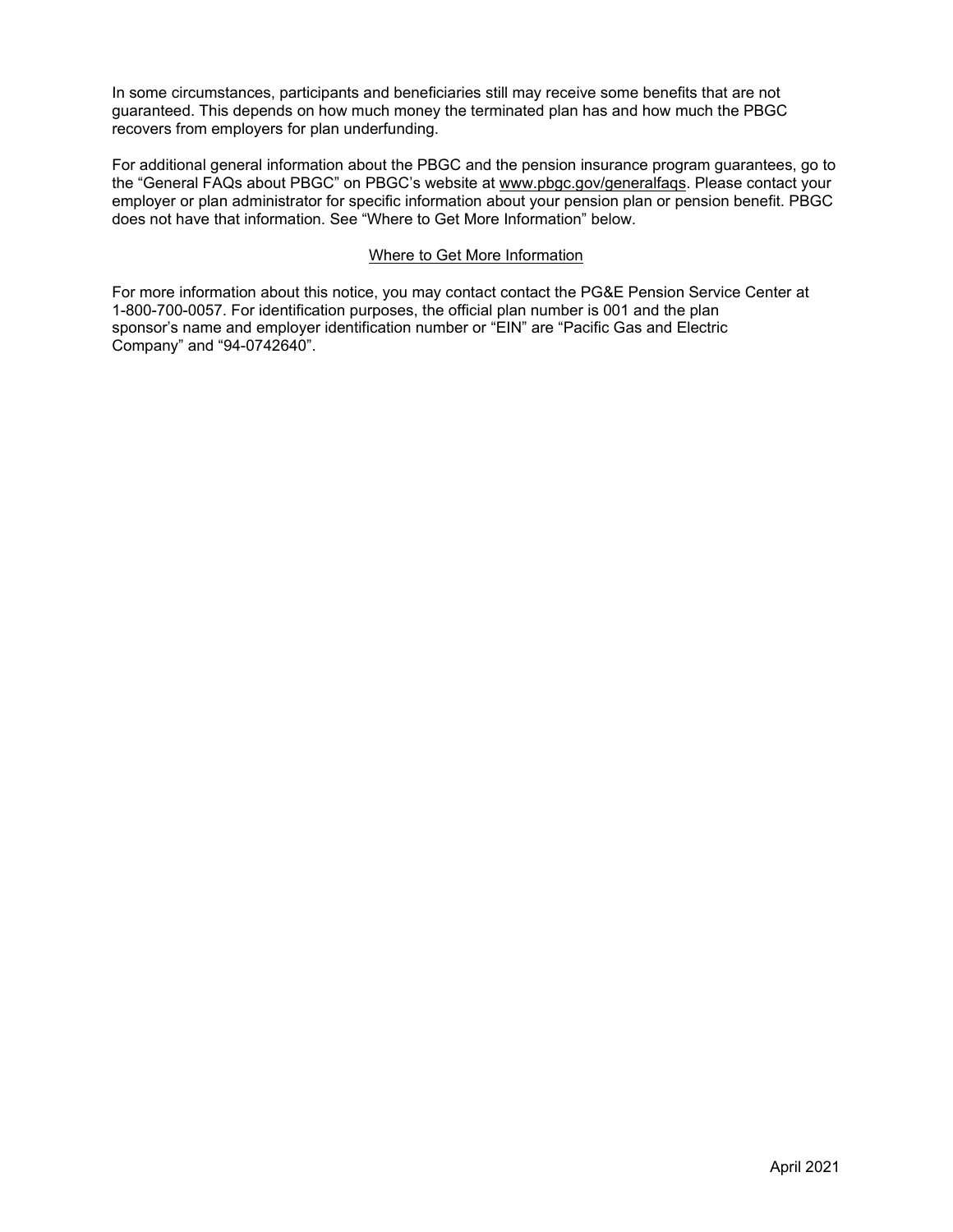In some circumstances, participants and beneficiaries still may receive some benefits that are not guaranteed. This depends on how much money the terminated plan has and how much the PBGC recovers from employers for plan underfunding.

For additional general information about the PBGC and the pension insurance program guarantees, go to the "General FAQs about PBGC" on PBGC's website at www.pbgc.gov/generalfaqs. Please contact your employer or plan administrator for specific information about your pension plan or pension benefit. PBGC does not have that information. See "Where to Get More Information" below.

## Where to Get More Information

For more information about this notice, you may contact contact the PG&E Pension Service Center at 1-800-700-0057. For identification purposes, the official plan number is 001 and the plan sponsor's name and employer identification number or "EIN" are "Pacific Gas and Electric Company" and "94-0742640".

April 2021